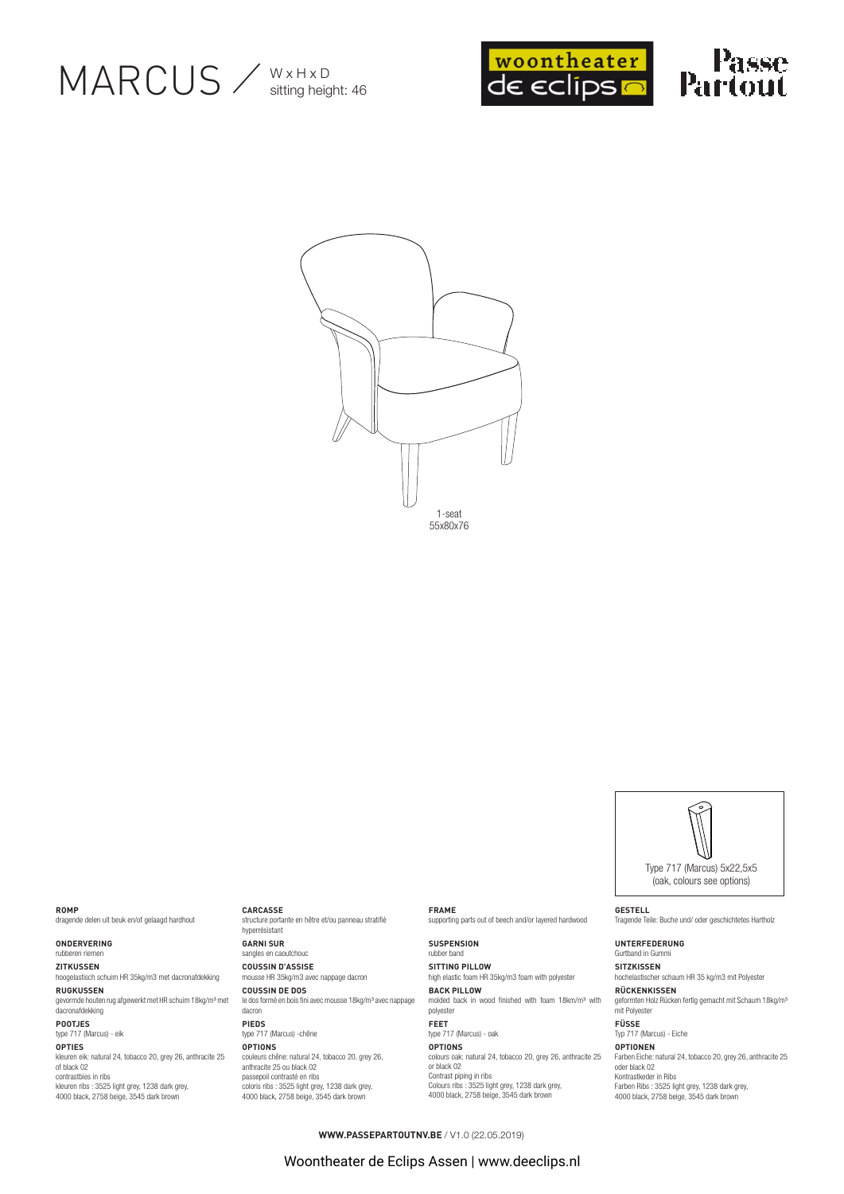# MARCUS / W x H x D sitting height: 46

woontheater de eclips

Passe Partout

1-seat
55x80x76

Type 717 (Marcus) 5x22,5x5
(oak, colours see options)

**ROMP**
dragende delen uit beuk en/of gelaagd hardhout

**ONDERVERING**
rubberen riemen

**ZITKUSSEN**
hoogelastisch schuim HR 35kg/m3 met dacronafdekking

**RUGKUSSEN**
gevormde houten rug afgewerkt met HR schuim 18kg/m³ met dacronafdekking

**POOTJES**
type 717 (Marcus) - eik

**OPTIES**
kleuren eik: natural 24, tobacco 20, grey 26, anthracite 25 of black 02
contrastbies in ribs
kleuren ribs : 3525 light grey, 1238 dark grey, 4000 black, 2758 beige, 3545 dark brown

**CARCASSE**
structure portante en hêtre et/ou panneau stratifié hyperrésistant

**GARNI SUR**
sangles en caoutchouc

**COUSSIN D'ASSISE**
mousse HR 35kg/m3 avec nappage dacron

**COUSSIN DE DOS**
le dos formé en bois fini avec mousse 18kg/m³ avec nappage dacron

**PIEDS**
type 717 (Marcus) -chêne

**OPTIONS**
couleurs chêne: natural 24, tobacco 20, grey 26, anthracite 25 ou black 02
passepoil contrasté en ribs
coloris ribs : 3525 light grey, 1238 dark grey, 4000 black, 2758 beige, 3545 dark brown

**FRAME**
supporting parts out of beech and/or layered hardwood

**SUSPENSION**
rubber band

**SITTING PILLOW**
high elastic foam HR 35kg/m3 foam with polyester

**BACK PILLOW**
molded back in wood finished with foam 18km/m³ with polyester

**FEET**
type 717 (Marcus) - oak

**OPTIONS**
colours oak: natural 24, tobacco 20, grey 26, anthracite 25 or black 02
Contrast piping in ribs
Colours ribs : 3525 light grey, 1238 dark grey, 4000 black, 2758 beige, 3545 dark brown

**GESTELL**
Tragende Teile: Buche und/ oder geschichtetes Hartholz

**UNTERFEDERUNG**
Gurtband in Gummi

**SITZKISSEN**
hochelastischer schaum HR 35 kg/m3 mit Polyester

**RÜCKENKISSEN**
geformten Holz Rücken fertig gemacht mit Schaum 18kg/m³ mit Polyester

**FÜSSE**
Typ 717 (Marcus) - Eiche

**OPTIONEN**
Farben Eiche: natural 24, tobacco 20, grey 26, anthracite 25 oder black 02
Kontrastkeder in Ribs
Farben Ribs : 3525 light grey, 1238 dark grey, 4000 black, 2758 beige, 3545 dark brown

**WWW.PASSEPARTOUTNV.BE** / V1.0 (22.05.2019)

Woontheater de Eclips Assen | www.deeclips.nl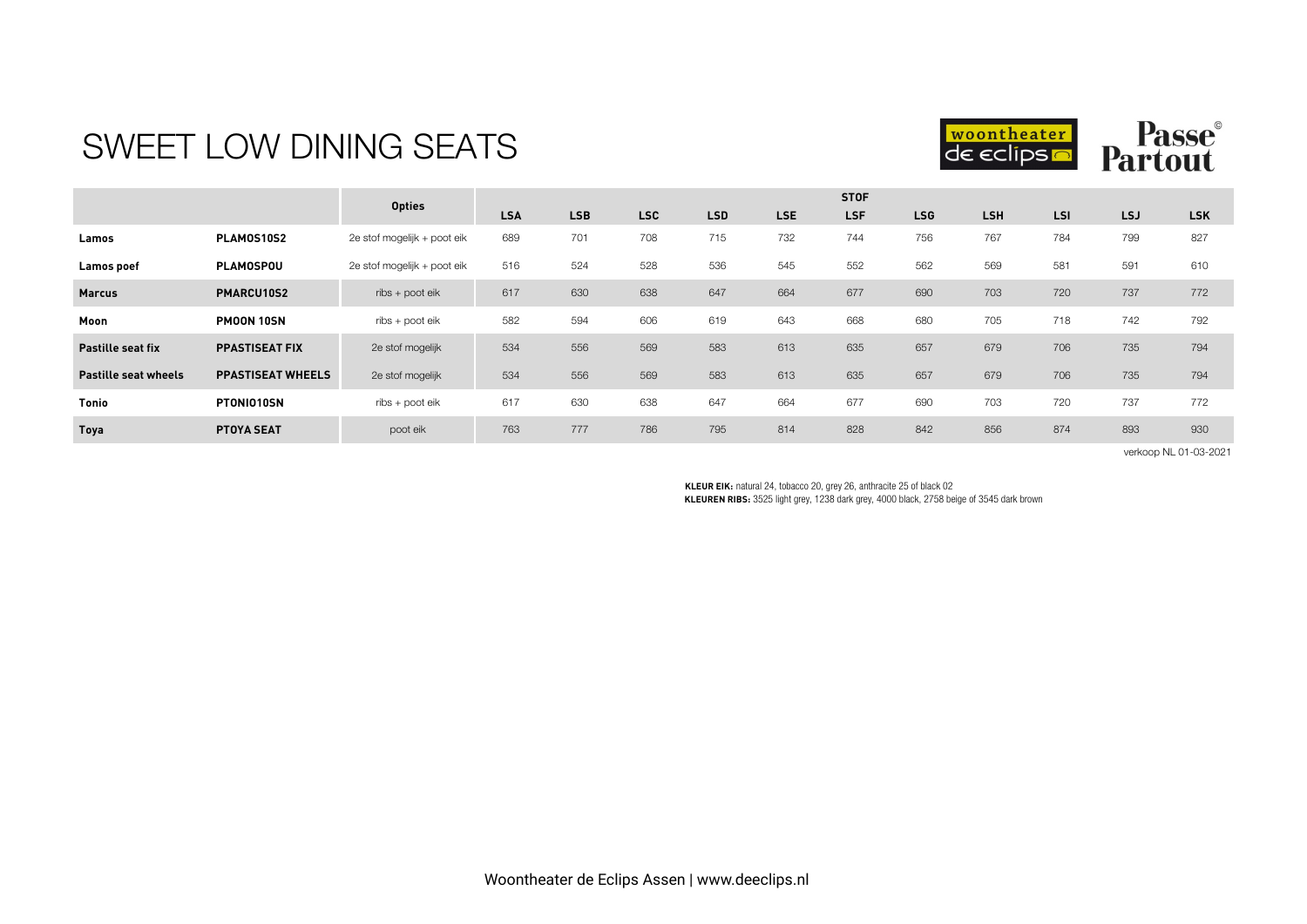# SWEET LOW DINING SEATS

woontheater de eclips | Passe Partout ©

| | | Opties | STOF | | | | | | | | | | |
|---|---|---|---|---|---|---|---|---|---|---|---|---|---|
| | | | **LSA** | **LSB** | **LSC** | **LSD** | **LSE** | **LSF** | **LSG** | **LSH** | **LSI** | **LSJ** | **LSK** |
| **Lamos** | **PLAMOS10S2** | 2e stof mogelijk + poot eik | 689 | 701 | 708 | 715 | 732 | 744 | 756 | 767 | 784 | 799 | 827 |
| **Lamos poef** | **PLAMOSPOU** | 2e stof mogelijk + poot eik | 516 | 524 | 528 | 536 | 545 | 552 | 562 | 569 | 581 | 591 | 610 |
| **Marcus** | **PMARCU10S2** | ribs + poot eik | 617 | 630 | 638 | 647 | 664 | 677 | 690 | 703 | 720 | 737 | 772 |
| **Moon** | **PMOON 10SN** | ribs + poot eik | 582 | 594 | 606 | 619 | 643 | 668 | 680 | 705 | 718 | 742 | 792 |
| **Pastille seat fix** | **PPASTISEAT FIX** | 2e stof mogelijk | 534 | 556 | 569 | 583 | 613 | 635 | 657 | 679 | 706 | 735 | 794 |
| **Pastille seat wheels** | **PPASTISEAT WHEELS** | 2e stof mogelijk | 534 | 556 | 569 | 583 | 613 | 635 | 657 | 679 | 706 | 735 | 794 |
| **Tonio** | **PTONIO10SN** | ribs + poot eik | 617 | 630 | 638 | 647 | 664 | 677 | 690 | 703 | 720 | 737 | 772 |
| **Toya** | **PTOYA SEAT** | poot eik | 763 | 777 | 786 | 795 | 814 | 828 | 842 | 856 | 874 | 893 | 930 |

verkoop NL 01-03-2021

**KLEUR EIK:** natural 24, tobacco 20, grey 26, anthracite 25 of black 02
**KLEUREN RIBS:** 3525 light grey, 1238 dark grey, 4000 black, 2758 beige of 3545 dark brown

Woontheater de Eclips Assen | www.deeclips.nl